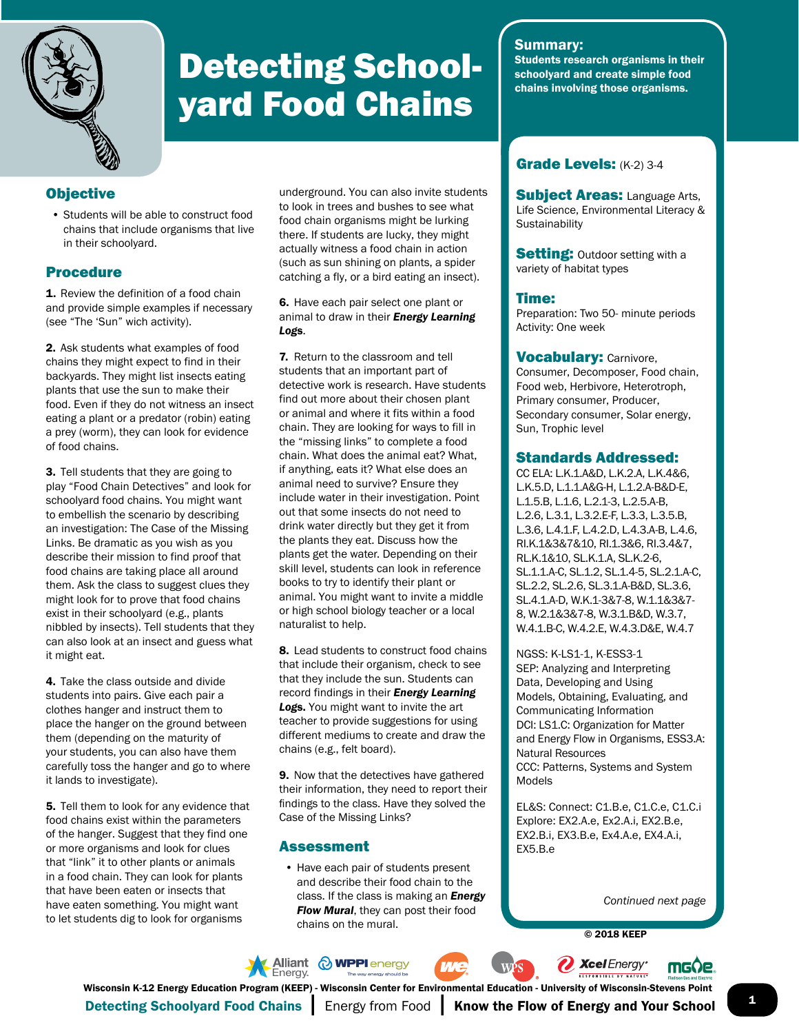# Detecting Schoolyard Food Chains

**Summary:**
**Students research organisms in their schoolyard and create simple food chains involving those organisms.**

## Objective

- Students will be able to construct food chains that include organisms that live in their schoolyard.

## Procedure

**1.** Review the definition of a food chain and provide simple examples if necessary (see "The 'Sun' wich activity).

**2.** Ask students what examples of food chains they might expect to find in their backyards. They might list insects eating plants that use the sun to make their food. Even if they do not witness an insect eating a plant or a predator (robin) eating a prey (worm), they can look for evidence of food chains.

**3.** Tell students that they are going to play "Food Chain Detectives" and look for schoolyard food chains. You might want to embellish the scenario by describing an investigation: The Case of the Missing Links. Be dramatic as you wish as you describe their mission to find proof that food chains are taking place all around them. Ask the class to suggest clues they might look for to prove that food chains exist in their schoolyard (e.g., plants nibbled by insects). Tell students that they can also look at an insect and guess what it might eat.

**4.** Take the class outside and divide students into pairs. Give each pair a clothes hanger and instruct them to place the hanger on the ground between them (depending on the maturity of your students, you can also have them carefully toss the hanger and go to where it lands to investigate).

**5.** Tell them to look for any evidence that food chains exist within the parameters of the hanger. Suggest that they find one or more organisms and look for clues that "link" it to other plants or animals in a food chain. They can look for plants that have been eaten or insects that have eaten something. You might want to let students dig to look for organisms underground. You can also invite students to look in trees and bushes to see what food chain organisms might be lurking there. If students are lucky, they might actually witness a food chain in action (such as sun shining on plants, a spider catching a fly, or a bird eating an insect).

**6.** Have each pair select one plant or animal to draw in their ***Energy Learning Logs***.

**7.** Return to the classroom and tell students that an important part of detective work is research. Have students find out more about their chosen plant or animal and where it fits within a food chain. They are looking for ways to fill in the "missing links" to complete a food chain. What does the animal eat? What, if anything, eats it? What else does an animal need to survive? Ensure they include water in their investigation. Point out that some insects do not need to drink water directly but they get it from the plants they eat. Discuss how the plants get the water. Depending on their skill level, students can look in reference books to try to identify their plant or animal. You might want to invite a middle or high school biology teacher or a local naturalist to help.

**8.** Lead students to construct food chains that include their organism, check to see that they include the sun. Students can record findings in their ***Energy Learning Logs.*** You might want to invite the art teacher to provide suggestions for using different mediums to create and draw the chains (e.g., felt board).

**9.** Now that the detectives have gathered their information, they need to report their findings to the class. Have they solved the Case of the Missing Links?

## Assessment

- Have each pair of students present and describe their food chain to the class. If the class is making an ***Energy Flow Mural***, they can post their food chains on the mural.

---

**Grade Levels:** (K-2) 3-4

**Subject Areas:** Language Arts, Life Science, Environmental Literacy & Sustainability

**Setting:** Outdoor setting with a variety of habitat types

**Time:**
Preparation: Two 50- minute periods
Activity: One week

**Vocabulary:** Carnivore, Consumer, Decomposer, Food chain, Food web, Herbivore, Heterotroph, Primary consumer, Producer, Secondary consumer, Solar energy, Sun, Trophic level

**Standards Addressed:**
CC ELA: L.K.1.A&D, L.K.2.A, L.K.4&6, L.K.5.D, L.1.1.A&G-H, L.1.2.A-B&D-E, L.1.5.B, L.1.6, L.2.1-3, L.2.5.A-B, L.2.6, L.3.1, L.3.2.E-F, L.3.3, L.3.5.B, L.3.6, L.4.1.F, L.4.2.D, L.4.3.A-B, L.4.6, RI.K.1&3&7&10, RI.1.3&6, RI.3.4&7, RL.K.1&10, SL.K.1.A, SL.K.2-6, SL.1.1.A-C, SL.1.2, SL.1.4-5, SL.2.1.A-C, SL.2.2, SL.2.6, SL.3.1.A-B&D, SL.3.6, SL.4.1.A-D, W.K.1-3&7-8, W.1.1&3&7-8, W.2.1&3&7-8, W.3.1.B&D, W.3.7, W.4.1.B-C, W.4.2.E, W.4.3.D&E, W.4.7

NGSS: K-LS1-1, K-ESS3-1
SEP: Analyzing and Interpreting Data, Developing and Using Models, Obtaining, Evaluating, and Communicating Information
DCI: LS1.C: Organization for Matter and Energy Flow in Organisms, ESS3.A: Natural Resources
CCC: Patterns, Systems and System Models

EL&S: Connect: C1.B.e, C1.C.e, C1.C.i
Explore: EX2.A.e, Ex2.A.i, EX2.B.e, EX2.B.i, EX3.B.e, Ex4.A.e, EX4.A.i, EX5.B.e

*Continued next page*

© 2018 KEEP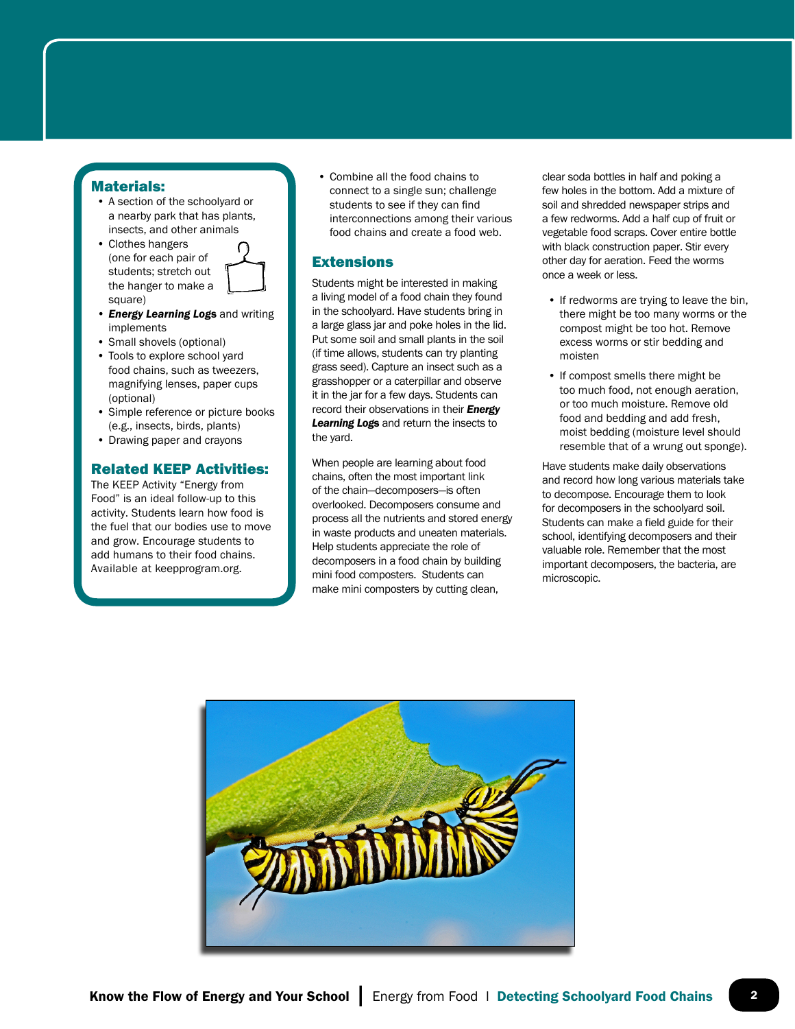## Materials:

- A section of the schoolyard or a nearby park that has plants, insects, and other animals
- Clothes hangers (one for each pair of students; stretch out the hanger to make a square)
- ***Energy Learning Logs*** and writing implements
- Small shovels (optional)
- Tools to explore school yard food chains, such as tweezers, magnifying lenses, paper cups (optional)
- Simple reference or picture books (e.g., insects, birds, plants)
- Drawing paper and crayons

## Related KEEP Activities:

The KEEP Activity "Energy from Food" is an ideal follow-up to this activity. Students learn how food is the fuel that our bodies use to move and grow. Encourage students to add humans to their food chains. Available at keepprogram.org.

- Combine all the food chains to connect to a single sun; challenge students to see if they can find interconnections among their various food chains and create a food web.

## Extensions

Students might be interested in making a living model of a food chain they found in the schoolyard. Have students bring in a large glass jar and poke holes in the lid. Put some soil and small plants in the soil (if time allows, students can try planting grass seed). Capture an insect such as a grasshopper or a caterpillar and observe it in the jar for a few days. Students can record their observations in their ***Energy Learning Logs*** and return the insects to the yard.

When people are learning about food chains, often the most important link of the chain—decomposers—is often overlooked. Decomposers consume and process all the nutrients and stored energy in waste products and uneaten materials. Help students appreciate the role of decomposers in a food chain by building mini food composters. Students can make mini composters by cutting clean, clear soda bottles in half and poking a few holes in the bottom. Add a mixture of soil and shredded newspaper strips and a few redworms. Add a half cup of fruit or vegetable food scraps. Cover entire bottle with black construction paper. Stir every other day for aeration. Feed the worms once a week or less.

- If redworms are trying to leave the bin, there might be too many worms or the compost might be too hot. Remove excess worms or stir bedding and moisten
- If compost smells there might be too much food, not enough aeration, or too much moisture. Remove old food and bedding and add fresh, moist bedding (moisture level should resemble that of a wrung out sponge).

Have students make daily observations and record how long various materials take to decompose. Encourage them to look for decomposers in the schoolyard soil. Students can make a field guide for their school, identifying decomposers and their valuable role. Remember that the most important decomposers, the bacteria, are microscopic.